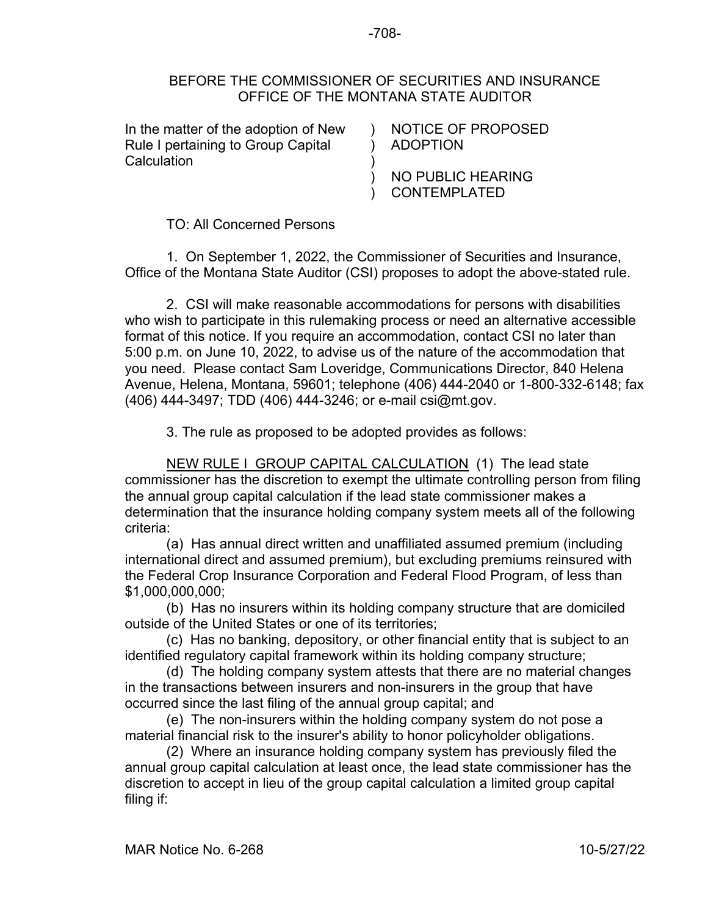BEFORE THE COMMISSIONER OF SECURITIES AND INSURANCE
OFFICE OF THE MONTANA STATE AUDITOR

| In the matter of the adoption of New Rule I pertaining to Group Capital Calculation | ) NOTICE OF PROPOSED ADOPTION<br>)<br>) NO PUBLIC HEARING CONTEMPLATED |
|---|---|

TO: All Concerned Persons

1. On September 1, 2022, the Commissioner of Securities and Insurance, Office of the Montana State Auditor (CSI) proposes to adopt the above-stated rule.

2. CSI will make reasonable accommodations for persons with disabilities who wish to participate in this rulemaking process or need an alternative accessible format of this notice. If you require an accommodation, contact CSI no later than 5:00 p.m. on June 10, 2022, to advise us of the nature of the accommodation that you need. Please contact Sam Loveridge, Communications Director, 840 Helena Avenue, Helena, Montana, 59601; telephone (406) 444-2040 or 1-800-332-6148; fax (406) 444-3497; TDD (406) 444-3246; or e-mail csi@mt.gov.

3. The rule as proposed to be adopted provides as follows:

<u>NEW RULE I GROUP CAPITAL CALCULATION</u> (1) The lead state commissioner has the discretion to exempt the ultimate controlling person from filing the annual group capital calculation if the lead state commissioner makes a determination that the insurance holding company system meets all of the following criteria:

(a) Has annual direct written and unaffiliated assumed premium (including international direct and assumed premium), but excluding premiums reinsured with the Federal Crop Insurance Corporation and Federal Flood Program, of less than $1,000,000,000;

(b) Has no insurers within its holding company structure that are domiciled outside of the United States or one of its territories;

(c) Has no banking, depository, or other financial entity that is subject to an identified regulatory capital framework within its holding company structure;

(d) The holding company system attests that there are no material changes in the transactions between insurers and non-insurers in the group that have occurred since the last filing of the annual group capital; and

(e) The non-insurers within the holding company system do not pose a material financial risk to the insurer's ability to honor policyholder obligations.

(2) Where an insurance holding company system has previously filed the annual group capital calculation at least once, the lead state commissioner has the discretion to accept in lieu of the group capital calculation a limited group capital filing if: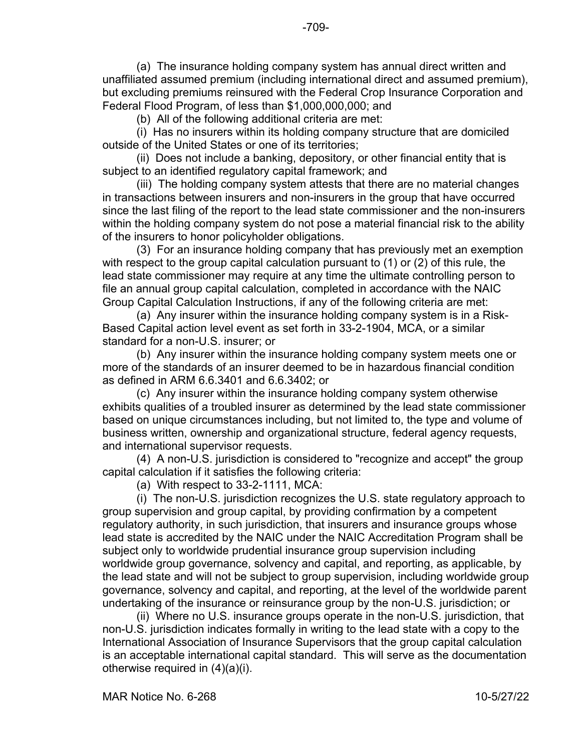(a) The insurance holding company system has annual direct written and unaffiliated assumed premium (including international direct and assumed premium), but excluding premiums reinsured with the Federal Crop Insurance Corporation and Federal Flood Program, of less than $1,000,000,000; and

(b) All of the following additional criteria are met:

(i) Has no insurers within its holding company structure that are domiciled outside of the United States or one of its territories;

(ii) Does not include a banking, depository, or other financial entity that is subject to an identified regulatory capital framework; and

(iii) The holding company system attests that there are no material changes in transactions between insurers and non-insurers in the group that have occurred since the last filing of the report to the lead state commissioner and the non-insurers within the holding company system do not pose a material financial risk to the ability of the insurers to honor policyholder obligations.

(3) For an insurance holding company that has previously met an exemption with respect to the group capital calculation pursuant to (1) or (2) of this rule, the lead state commissioner may require at any time the ultimate controlling person to file an annual group capital calculation, completed in accordance with the NAIC Group Capital Calculation Instructions, if any of the following criteria are met:

(a) Any insurer within the insurance holding company system is in a Risk-Based Capital action level event as set forth in 33-2-1904, MCA, or a similar standard for a non-U.S. insurer; or

(b) Any insurer within the insurance holding company system meets one or more of the standards of an insurer deemed to be in hazardous financial condition as defined in ARM 6.6.3401 and 6.6.3402; or

(c) Any insurer within the insurance holding company system otherwise exhibits qualities of a troubled insurer as determined by the lead state commissioner based on unique circumstances including, but not limited to, the type and volume of business written, ownership and organizational structure, federal agency requests, and international supervisor requests.

(4) A non-U.S. jurisdiction is considered to "recognize and accept" the group capital calculation if it satisfies the following criteria:

(a) With respect to 33-2-1111, MCA:

(i) The non-U.S. jurisdiction recognizes the U.S. state regulatory approach to group supervision and group capital, by providing confirmation by a competent regulatory authority, in such jurisdiction, that insurers and insurance groups whose lead state is accredited by the NAIC under the NAIC Accreditation Program shall be subject only to worldwide prudential insurance group supervision including worldwide group governance, solvency and capital, and reporting, as applicable, by the lead state and will not be subject to group supervision, including worldwide group governance, solvency and capital, and reporting, at the level of the worldwide parent undertaking of the insurance or reinsurance group by the non-U.S. jurisdiction; or

(ii) Where no U.S. insurance groups operate in the non-U.S. jurisdiction, that non-U.S. jurisdiction indicates formally in writing to the lead state with a copy to the International Association of Insurance Supervisors that the group capital calculation is an acceptable international capital standard. This will serve as the documentation otherwise required in (4)(a)(i).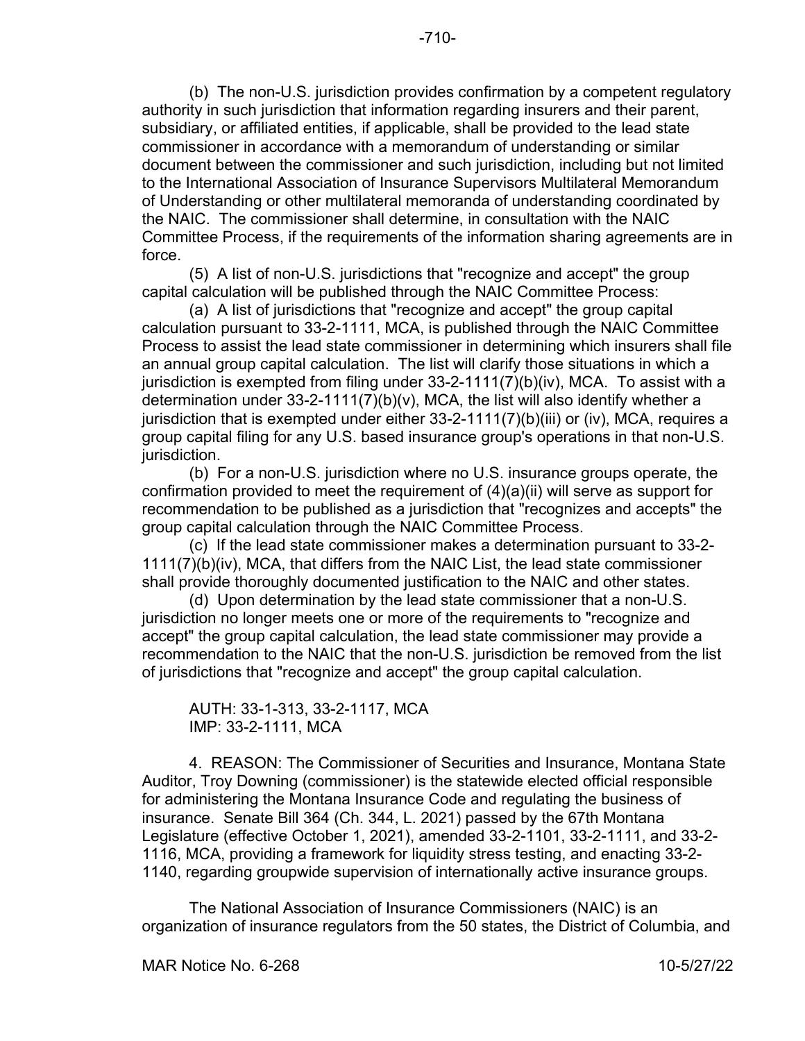(b) The non-U.S. jurisdiction provides confirmation by a competent regulatory authority in such jurisdiction that information regarding insurers and their parent, subsidiary, or affiliated entities, if applicable, shall be provided to the lead state commissioner in accordance with a memorandum of understanding or similar document between the commissioner and such jurisdiction, including but not limited to the International Association of Insurance Supervisors Multilateral Memorandum of Understanding or other multilateral memoranda of understanding coordinated by the NAIC. The commissioner shall determine, in consultation with the NAIC Committee Process, if the requirements of the information sharing agreements are in force.

(5) A list of non-U.S. jurisdictions that "recognize and accept" the group capital calculation will be published through the NAIC Committee Process:

(a) A list of jurisdictions that "recognize and accept" the group capital calculation pursuant to 33-2-1111, MCA, is published through the NAIC Committee Process to assist the lead state commissioner in determining which insurers shall file an annual group capital calculation. The list will clarify those situations in which a jurisdiction is exempted from filing under 33-2-1111(7)(b)(iv), MCA. To assist with a determination under 33-2-1111(7)(b)(v), MCA, the list will also identify whether a jurisdiction that is exempted under either 33-2-1111(7)(b)(iii) or (iv), MCA, requires a group capital filing for any U.S. based insurance group's operations in that non-U.S. jurisdiction.

(b) For a non-U.S. jurisdiction where no U.S. insurance groups operate, the confirmation provided to meet the requirement of (4)(a)(ii) will serve as support for recommendation to be published as a jurisdiction that "recognizes and accepts" the group capital calculation through the NAIC Committee Process.

(c) If the lead state commissioner makes a determination pursuant to 33-2-1111(7)(b)(iv), MCA, that differs from the NAIC List, the lead state commissioner shall provide thoroughly documented justification to the NAIC and other states.

(d) Upon determination by the lead state commissioner that a non-U.S. jurisdiction no longer meets one or more of the requirements to "recognize and accept" the group capital calculation, the lead state commissioner may provide a recommendation to the NAIC that the non-U.S. jurisdiction be removed from the list of jurisdictions that "recognize and accept" the group capital calculation.

AUTH: 33-1-313, 33-2-1117, MCA
IMP: 33-2-1111, MCA

4. REASON: The Commissioner of Securities and Insurance, Montana State Auditor, Troy Downing (commissioner) is the statewide elected official responsible for administering the Montana Insurance Code and regulating the business of insurance. Senate Bill 364 (Ch. 344, L. 2021) passed by the 67th Montana Legislature (effective October 1, 2021), amended 33-2-1101, 33-2-1111, and 33-2-1116, MCA, providing a framework for liquidity stress testing, and enacting 33-2-1140, regarding groupwide supervision of internationally active insurance groups.

The National Association of Insurance Commissioners (NAIC) is an organization of insurance regulators from the 50 states, the District of Columbia, and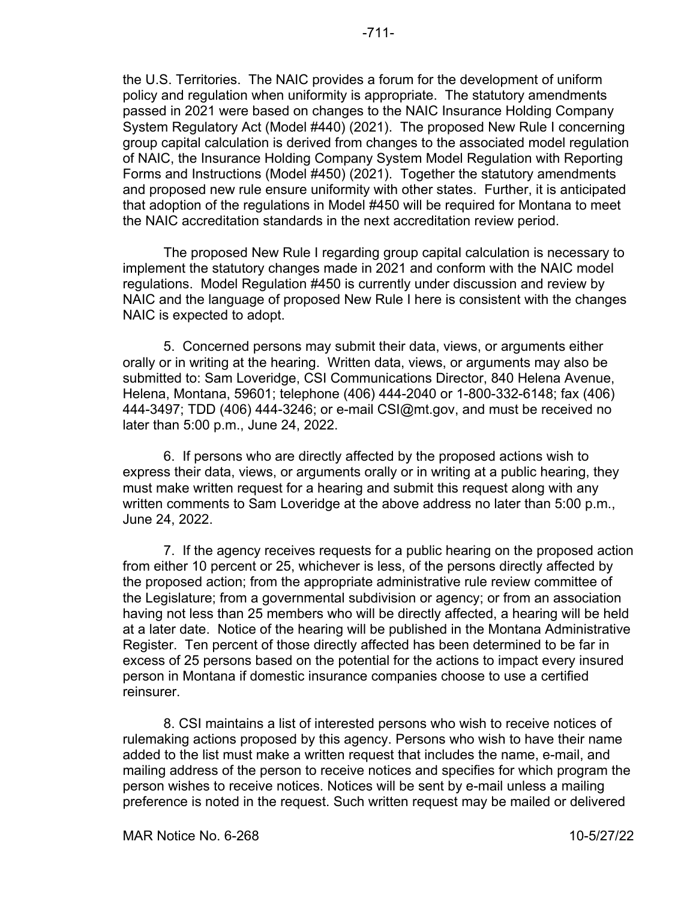the U.S. Territories. The NAIC provides a forum for the development of uniform policy and regulation when uniformity is appropriate. The statutory amendments passed in 2021 were based on changes to the NAIC Insurance Holding Company System Regulatory Act (Model #440) (2021). The proposed New Rule I concerning group capital calculation is derived from changes to the associated model regulation of NAIC, the Insurance Holding Company System Model Regulation with Reporting Forms and Instructions (Model #450) (2021). Together the statutory amendments and proposed new rule ensure uniformity with other states. Further, it is anticipated that adoption of the regulations in Model #450 will be required for Montana to meet the NAIC accreditation standards in the next accreditation review period.

The proposed New Rule I regarding group capital calculation is necessary to implement the statutory changes made in 2021 and conform with the NAIC model regulations. Model Regulation #450 is currently under discussion and review by NAIC and the language of proposed New Rule I here is consistent with the changes NAIC is expected to adopt.

5. Concerned persons may submit their data, views, or arguments either orally or in writing at the hearing. Written data, views, or arguments may also be submitted to: Sam Loveridge, CSI Communications Director, 840 Helena Avenue, Helena, Montana, 59601; telephone (406) 444-2040 or 1-800-332-6148; fax (406) 444-3497; TDD (406) 444-3246; or e-mail CSI@mt.gov, and must be received no later than 5:00 p.m., June 24, 2022.

6. If persons who are directly affected by the proposed actions wish to express their data, views, or arguments orally or in writing at a public hearing, they must make written request for a hearing and submit this request along with any written comments to Sam Loveridge at the above address no later than 5:00 p.m., June 24, 2022.

7. If the agency receives requests for a public hearing on the proposed action from either 10 percent or 25, whichever is less, of the persons directly affected by the proposed action; from the appropriate administrative rule review committee of the Legislature; from a governmental subdivision or agency; or from an association having not less than 25 members who will be directly affected, a hearing will be held at a later date. Notice of the hearing will be published in the Montana Administrative Register. Ten percent of those directly affected has been determined to be far in excess of 25 persons based on the potential for the actions to impact every insured person in Montana if domestic insurance companies choose to use a certified reinsurer.

8. CSI maintains a list of interested persons who wish to receive notices of rulemaking actions proposed by this agency. Persons who wish to have their name added to the list must make a written request that includes the name, e-mail, and mailing address of the person to receive notices and specifies for which program the person wishes to receive notices. Notices will be sent by e-mail unless a mailing preference is noted in the request. Such written request may be mailed or delivered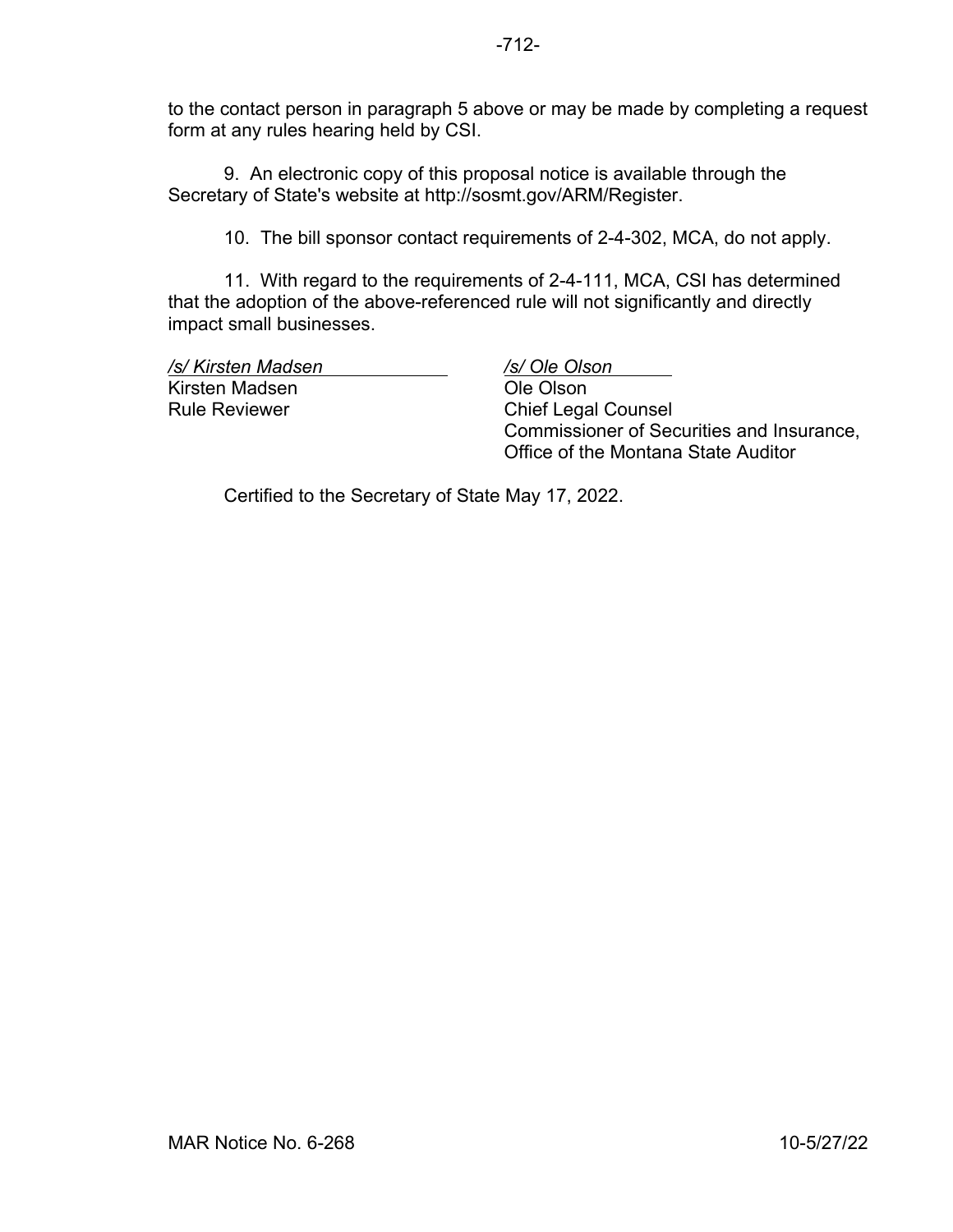to the contact person in paragraph 5 above or may be made by completing a request form at any rules hearing held by CSI.

9. An electronic copy of this proposal notice is available through the Secretary of State's website at http://sosmt.gov/ARM/Register.

10. The bill sponsor contact requirements of 2-4-302, MCA, do not apply.

11. With regard to the requirements of 2-4-111, MCA, CSI has determined that the adoption of the above-referenced rule will not significantly and directly impact small businesses.

*/s/ Kirsten Madsen*
Kirsten Madsen
Rule Reviewer

*/s/ Ole Olson*
Ole Olson
Chief Legal Counsel
Commissioner of Securities and Insurance,
Office of the Montana State Auditor

Certified to the Secretary of State May 17, 2022.